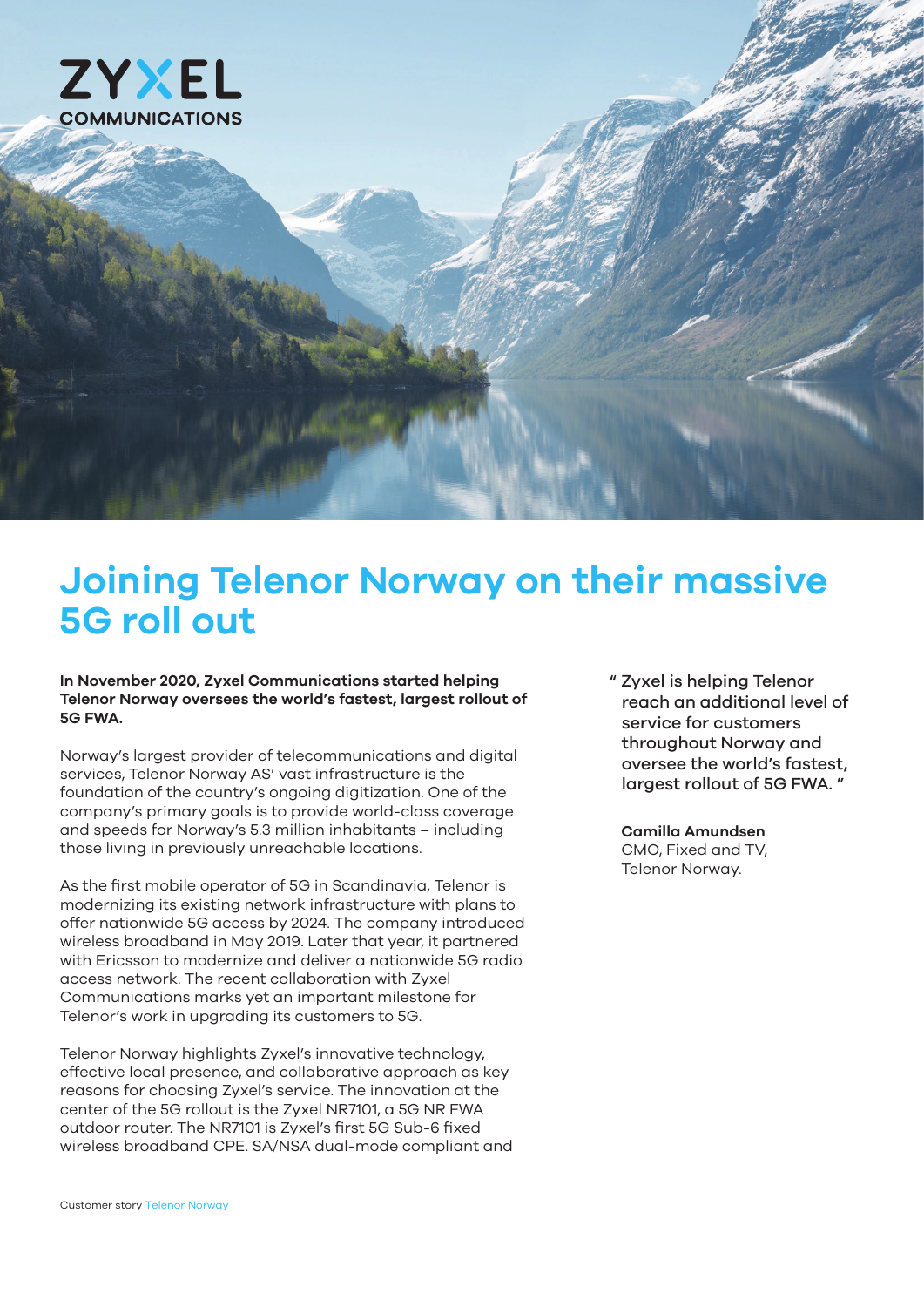ZYXEL COMMUNICATIONS

# Joining Telenor Norway on their massive 5G roll out

**In November 2020, Zyxel Communications started helping Telenor Norway oversees the world's fastest, largest rollout of 5G FWA.**

Norway's largest provider of telecommunications and digital services, Telenor Norway AS' vast infrastructure is the foundation of the country's ongoing digitization. One of the company's primary goals is to provide world-class coverage and speeds for Norway's 5.3 million inhabitants – including those living in previously unreachable locations.

As the first mobile operator of 5G in Scandinavia, Telenor is modernizing its existing network infrastructure with plans to offer nationwide 5G access by 2024. The company introduced wireless broadband in May 2019. Later that year, it partnered with Ericsson to modernize and deliver a nationwide 5G radio access network. The recent collaboration with Zyxel Communications marks yet an important milestone for Telenor's work in upgrading its customers to 5G.

Telenor Norway highlights Zyxel's innovative technology, effective local presence, and collaborative approach as key reasons for choosing Zyxel's service. The innovation at the center of the 5G rollout is the Zyxel NR7101, a 5G NR FWA outdoor router. The NR7101 is Zyxel's first 5G Sub-6 fixed wireless broadband CPE. SA/NSA dual-mode compliant and

" Zyxel is helping Telenor reach an additional level of service for customers throughout Norway and oversee the world's fastest, largest rollout of 5G FWA. "

**Camilla Amundsen**
CMO, Fixed and TV,
Telenor Norway.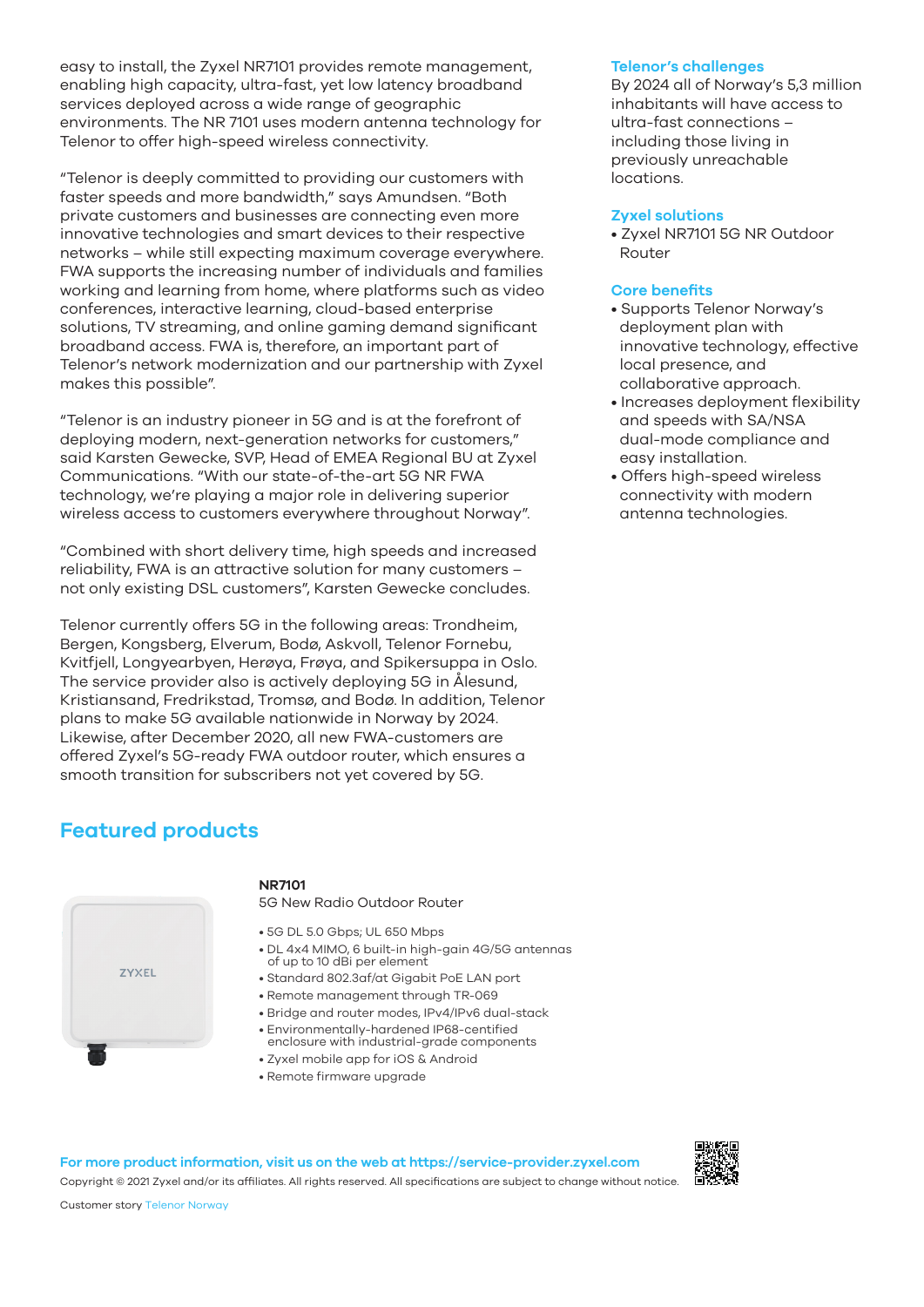easy to install, the Zyxel NR7101 provides remote management, enabling high capacity, ultra-fast, yet low latency broadband services deployed across a wide range of geographic environments. The NR 7101 uses modern antenna technology for Telenor to offer high-speed wireless connectivity.

"Telenor is deeply committed to providing our customers with faster speeds and more bandwidth," says Amundsen. "Both private customers and businesses are connecting even more innovative technologies and smart devices to their respective networks – while still expecting maximum coverage everywhere. FWA supports the increasing number of individuals and families working and learning from home, where platforms such as video conferences, interactive learning, cloud-based enterprise solutions, TV streaming, and online gaming demand significant broadband access. FWA is, therefore, an important part of Telenor's network modernization and our partnership with Zyxel makes this possible".

"Telenor is an industry pioneer in 5G and is at the forefront of deploying modern, next-generation networks for customers," said Karsten Gewecke, SVP, Head of EMEA Regional BU at Zyxel Communications. "With our state-of-the-art 5G NR FWA technology, we're playing a major role in delivering superior wireless access to customers everywhere throughout Norway".

"Combined with short delivery time, high speeds and increased reliability, FWA is an attractive solution for many customers – not only existing DSL customers", Karsten Gewecke concludes.

Telenor currently offers 5G in the following areas: Trondheim, Bergen, Kongsberg, Elverum, Bodø, Askvoll, Telenor Fornebu, Kvitfjell, Longyearbyen, Herøya, Frøya, and Spikersuppa in Oslo. The service provider also is actively deploying 5G in Ålesund, Kristiansand, Fredrikstad, Tromsø, and Bodø. In addition, Telenor plans to make 5G available nationwide in Norway by 2024. Likewise, after December 2020, all new FWA-customers are offered Zyxel's 5G-ready FWA outdoor router, which ensures a smooth transition for subscribers not yet covered by 5G.

### Telenor's challenges

By 2024 all of Norway's 5,3 million inhabitants will have access to ultra-fast connections – including those living in previously unreachable locations.

### Zyxel solutions

- Zyxel NR7101 5G NR Outdoor Router

### Core benefits

- Supports Telenor Norway's deployment plan with innovative technology, effective local presence, and collaborative approach.
- Increases deployment flexibility and speeds with SA/NSA dual-mode compliance and easy installation.
- Offers high-speed wireless connectivity with modern antenna technologies.

## Featured products

**NR7101**
5G New Radio Outdoor Router

- 5G DL 5.0 Gbps; UL 650 Mbps
- DL 4x4 MIMO, 6 built-in high-gain 4G/5G antennas of up to 10 dBi per element
- Standard 802.3af/at Gigabit PoE LAN port
- Remote management through TR-069
- Bridge and router modes, IPv4/IPv6 dual-stack
- Environmentally-hardened IP68-certified enclosure with industrial-grade components
- Zyxel mobile app for iOS & Android
- Remote firmware upgrade

**For more product information, visit us on the web at https://service-provider.zyxel.com**

Copyright © 2021 Zyxel and/or its affiliates. All rights reserved. All specifications are subject to change without notice.

Customer story Telenor Norway